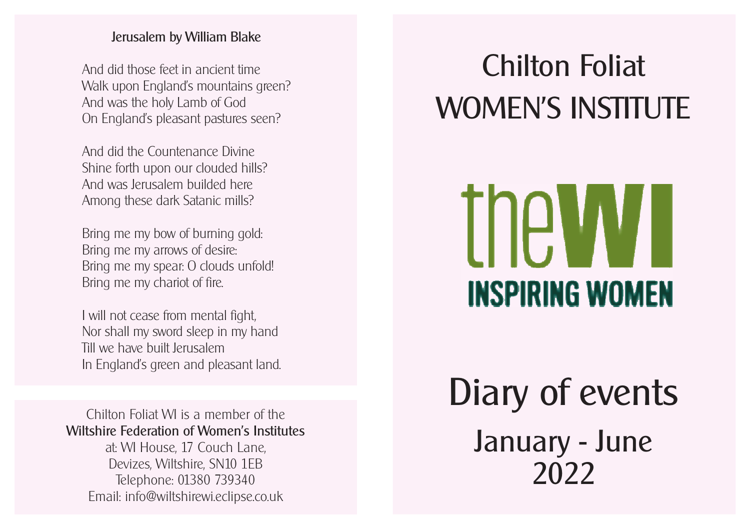## Jerusalem by William Blake

And did those feet in ancient time
Walk upon England's mountains green?
And was the holy Lamb of God
On England's pleasant pastures seen?

And did the Countenance Divine
Shine forth upon our clouded hills?
And was Jerusalem builded here
Among these dark Satanic mills?

Bring me my bow of burning gold:
Bring me my arrows of desire:
Bring me my spear: O clouds unfold!
Bring me my chariot of fire.

I will not cease from mental fight,
Nor shall my sword sleep in my hand
Till we have built Jerusalem
In England's green and pleasant land.

Chilton Foliat WI is a member of the
**Wiltshire Federation of Women's Institutes**
at: WI House, 17 Couch Lane,
Devizes, Wiltshire, SN10 1EB
Telephone: 01380 739340
Email: info@wiltshirewi.eclipse.co.uk

# Chilton Foliat WOMEN'S INSTITUTE

theWI
INSPIRING WOMEN

# Diary of events

## January - June 2022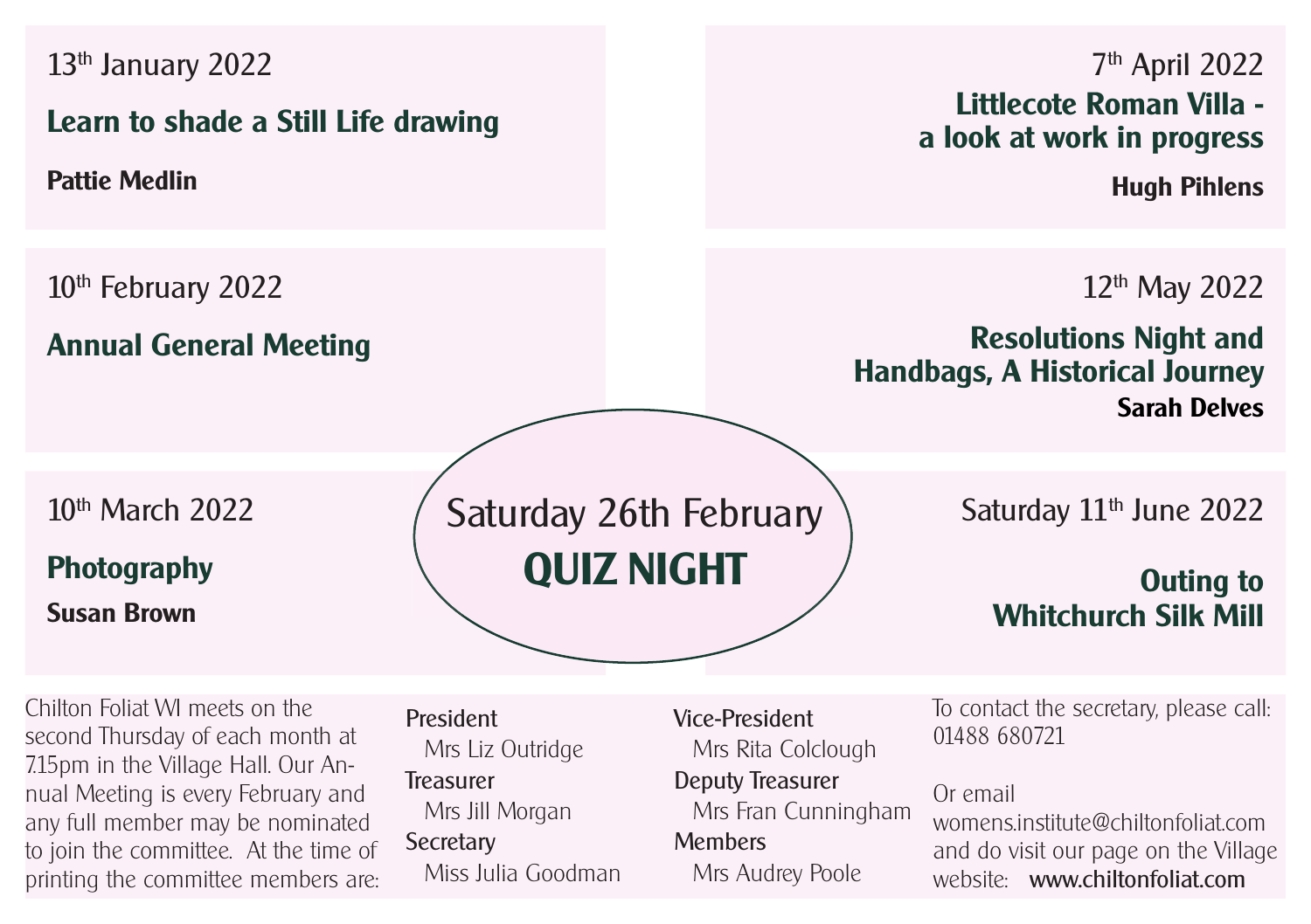13th January 2022

**Learn to shade a Still Life drawing**

**Pattie Medlin**

10th February 2022

**Annual General Meeting**

10th March 2022

**Photography**

**Susan Brown**

Saturday 26th February

**QUIZ NIGHT**

7th April 2022

**Littlecote Roman Villa - a look at work in progress**

**Hugh Pihlens**

12th May 2022

**Resolutions Night and Handbags, A Historical Journey**

**Sarah Delves**

Saturday 11th June 2022

**Outing to Whitchurch Silk Mill**

Chilton Foliat WI meets on the second Thursday of each month at 7.15pm in the Village Hall. Our Annual Meeting is every February and any full member may be nominated to join the committee. At the time of printing the committee members are:

**President**
Mrs Liz Outridge

**Treasurer**
Mrs Jill Morgan

**Secretary**
Miss Julia Goodman

**Vice-President**
Mrs Rita Colclough

**Deputy Treasurer**
Mrs Fran Cunningham

**Members**
Mrs Audrey Poole

To contact the secretary, please call: 01488 680721

Or email womens.institute@chiltonfoliat.com and do visit our page on the Village website: **www.chiltonfoliat.com**